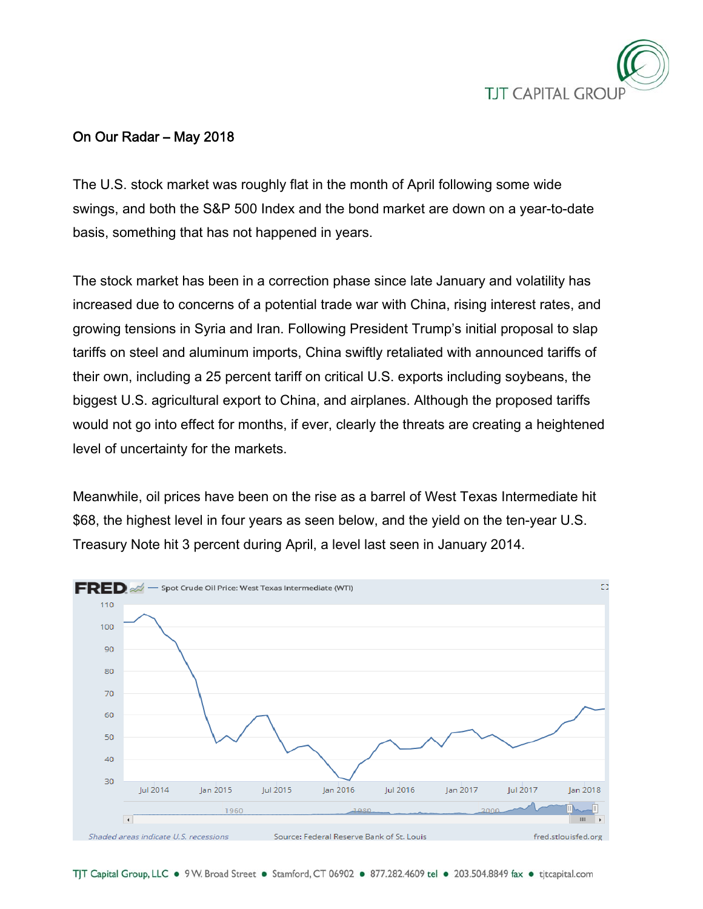## On Our Radar – May 2018

The U.S. stock market was roughly flat in the month of April following some wide swings, and both the S&P 500 Index and the bond market are down on a year-to-date basis, something that has not happened in years.

The stock market has been in a correction phase since late January and volatility has increased due to concerns of a potential trade war with China, rising interest rates, and growing tensions in Syria and Iran. Following President Trump's initial proposal to slap tariffs on steel and aluminum imports, China swiftly retaliated with announced tariffs of their own, including a 25 percent tariff on critical U.S. exports including soybeans, the biggest U.S. agricultural export to China, and airplanes. Although the proposed tariffs would not go into effect for months, if ever, clearly the threats are creating a heightened level of uncertainty for the markets.

Meanwhile, oil prices have been on the rise as a barrel of West Texas Intermediate hit $68, the highest level in four years as seen below, and the yield on the ten-year U.S. Treasury Note hit 3 percent during April, a level last seen in January 2014.

FRED — Spot Crude Oil Price: West Texas Intermediate (WTI)

Shaded areas indicate U.S. recessions | Source: Federal Reserve Bank of St. Louis | fred.stlouisfed.org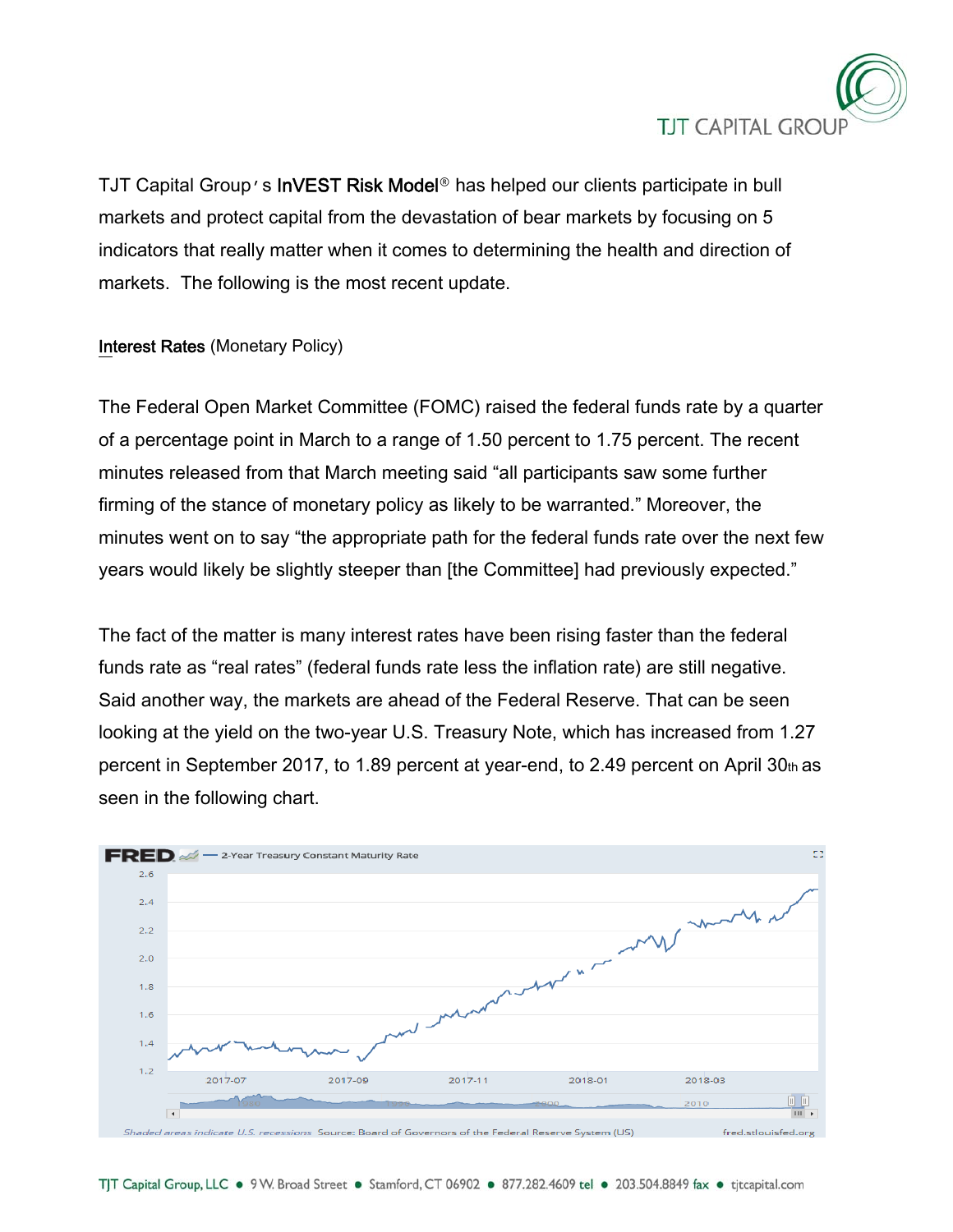TJT Capital Group's **InVEST Risk Model**® has helped our clients participate in bull markets and protect capital from the devastation of bear markets by focusing on 5 indicators that really matter when it comes to determining the health and direction of markets. The following is the most recent update.

**Interest Rates** (Monetary Policy)

The Federal Open Market Committee (FOMC) raised the federal funds rate by a quarter of a percentage point in March to a range of 1.50 percent to 1.75 percent. The recent minutes released from that March meeting said "all participants saw some further firming of the stance of monetary policy as likely to be warranted." Moreover, the minutes went on to say "the appropriate path for the federal funds rate over the next few years would likely be slightly steeper than [the Committee] had previously expected."

The fact of the matter is many interest rates have been rising faster than the federal funds rate as "real rates" (federal funds rate less the inflation rate) are still negative. Said another way, the markets are ahead of the Federal Reserve. That can be seen looking at the yield on the two-year U.S. Treasury Note, which has increased from 1.27 percent in September 2017, to 1.89 percent at year-end, to 2.49 percent on April 30th as seen in the following chart.

FRED — 2-Year Treasury Constant Maturity Rate

Shaded areas indicate U.S. recessions. Source: Board of Governors of the Federal Reserve System (US) fred.stlouisfed.org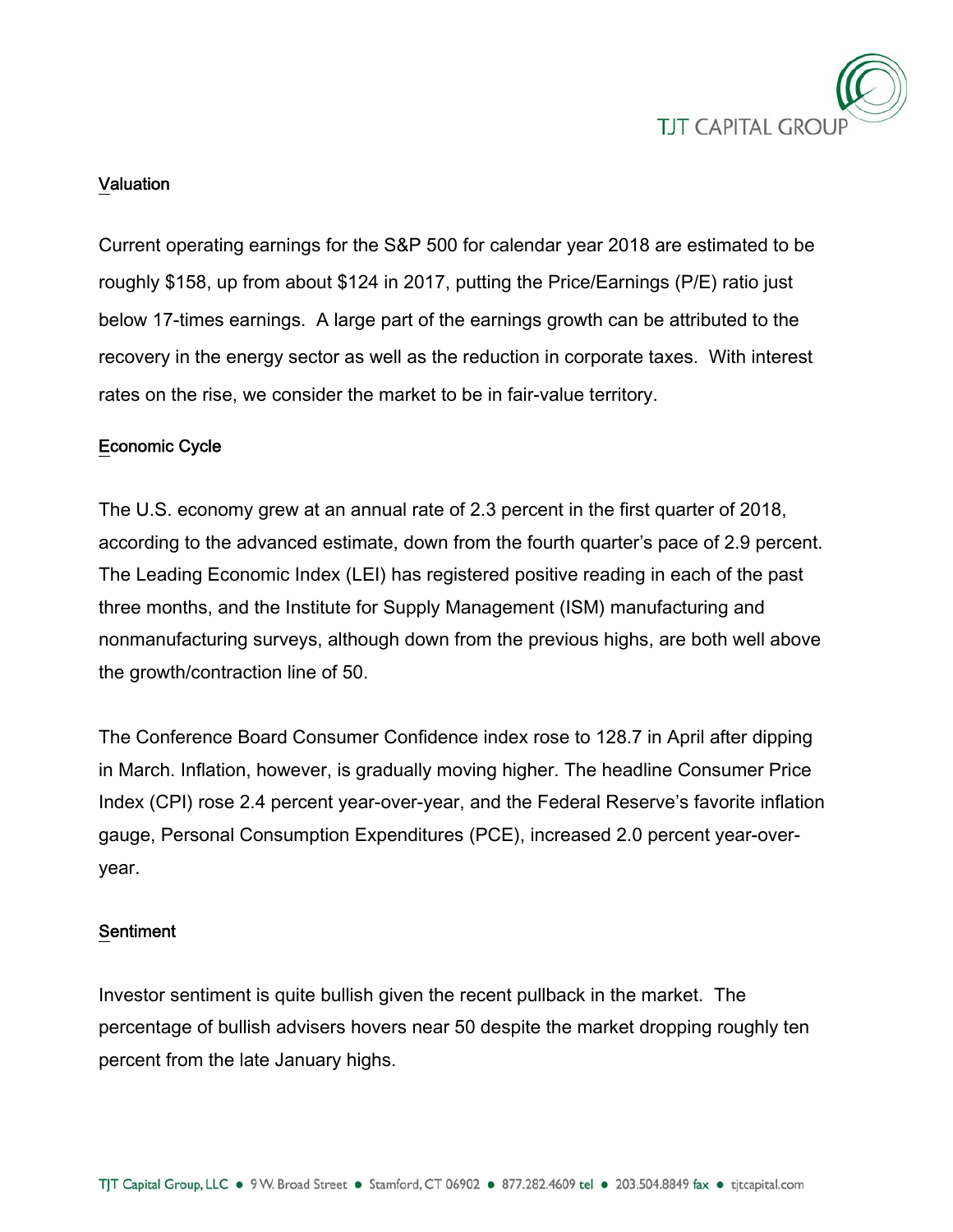## Valuation

Current operating earnings for the S&P 500 for calendar year 2018 are estimated to be roughly $158, up from about $124 in 2017, putting the Price/Earnings (P/E) ratio just below 17-times earnings. A large part of the earnings growth can be attributed to the recovery in the energy sector as well as the reduction in corporate taxes. With interest rates on the rise, we consider the market to be in fair-value territory.

## Economic Cycle

The U.S. economy grew at an annual rate of 2.3 percent in the first quarter of 2018, according to the advanced estimate, down from the fourth quarter's pace of 2.9 percent. The Leading Economic Index (LEI) has registered positive reading in each of the past three months, and the Institute for Supply Management (ISM) manufacturing and nonmanufacturing surveys, although down from the previous highs, are both well above the growth/contraction line of 50.

The Conference Board Consumer Confidence index rose to 128.7 in April after dipping in March. Inflation, however, is gradually moving higher. The headline Consumer Price Index (CPI) rose 2.4 percent year-over-year, and the Federal Reserve's favorite inflation gauge, Personal Consumption Expenditures (PCE), increased 2.0 percent year-over-year.

## Sentiment

Investor sentiment is quite bullish given the recent pullback in the market. The percentage of bullish advisers hovers near 50 despite the market dropping roughly ten percent from the late January highs.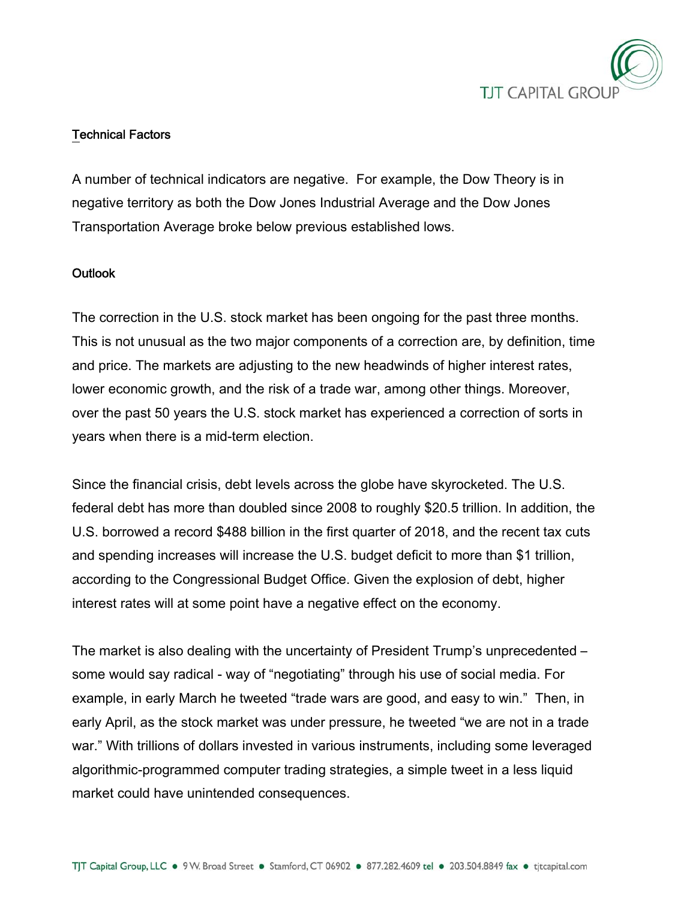## Technical Factors

A number of technical indicators are negative. For example, the Dow Theory is in negative territory as both the Dow Jones Industrial Average and the Dow Jones Transportation Average broke below previous established lows.

## Outlook

The correction in the U.S. stock market has been ongoing for the past three months. This is not unusual as the two major components of a correction are, by definition, time and price. The markets are adjusting to the new headwinds of higher interest rates, lower economic growth, and the risk of a trade war, among other things. Moreover, over the past 50 years the U.S. stock market has experienced a correction of sorts in years when there is a mid-term election.

Since the financial crisis, debt levels across the globe have skyrocketed. The U.S. federal debt has more than doubled since 2008 to roughly $20.5 trillion. In addition, the U.S. borrowed a record $488 billion in the first quarter of 2018, and the recent tax cuts and spending increases will increase the U.S. budget deficit to more than $1 trillion, according to the Congressional Budget Office. Given the explosion of debt, higher interest rates will at some point have a negative effect on the economy.

The market is also dealing with the uncertainty of President Trump's unprecedented – some would say radical - way of "negotiating" through his use of social media. For example, in early March he tweeted "trade wars are good, and easy to win." Then, in early April, as the stock market was under pressure, he tweeted "we are not in a trade war." With trillions of dollars invested in various instruments, including some leveraged algorithmic-programmed computer trading strategies, a simple tweet in a less liquid market could have unintended consequences.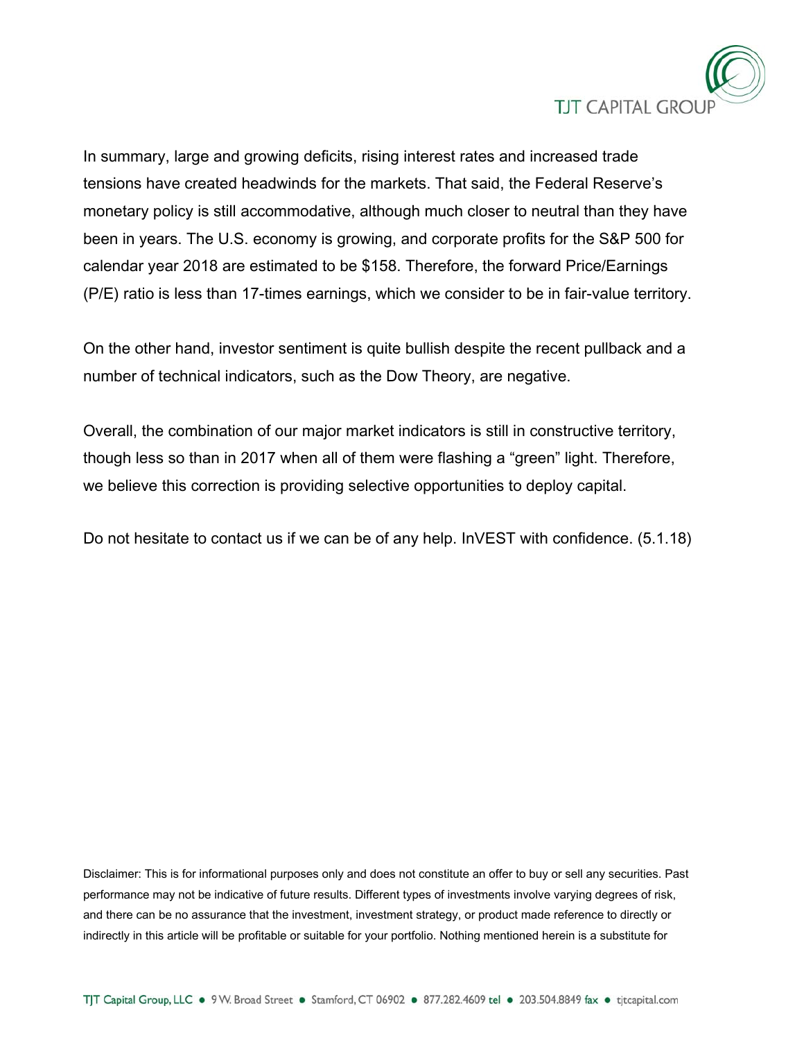In summary, large and growing deficits, rising interest rates and increased trade tensions have created headwinds for the markets. That said, the Federal Reserve's monetary policy is still accommodative, although much closer to neutral than they have been in years. The U.S. economy is growing, and corporate profits for the S&P 500 for calendar year 2018 are estimated to be $158. Therefore, the forward Price/Earnings (P/E) ratio is less than 17-times earnings, which we consider to be in fair-value territory.

On the other hand, investor sentiment is quite bullish despite the recent pullback and a number of technical indicators, such as the Dow Theory, are negative.

Overall, the combination of our major market indicators is still in constructive territory, though less so than in 2017 when all of them were flashing a "green" light. Therefore, we believe this correction is providing selective opportunities to deploy capital.

Do not hesitate to contact us if we can be of any help. InVEST with confidence. (5.1.18)

Disclaimer: This is for informational purposes only and does not constitute an offer to buy or sell any securities. Past performance may not be indicative of future results. Different types of investments involve varying degrees of risk, and there can be no assurance that the investment, investment strategy, or product made reference to directly or indirectly in this article will be profitable or suitable for your portfolio. Nothing mentioned herein is a substitute for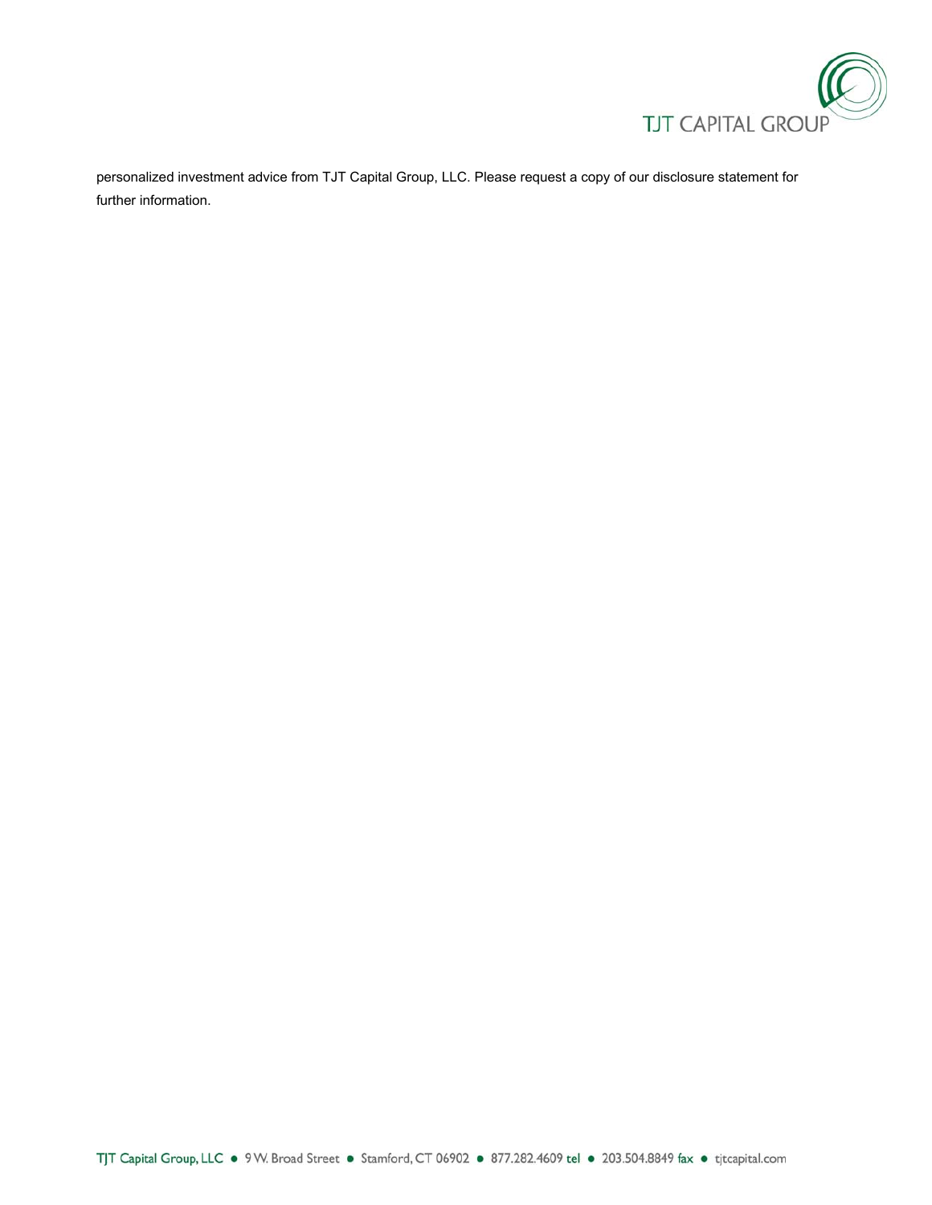personalized investment advice from TJT Capital Group, LLC. Please request a copy of our disclosure statement for further information.